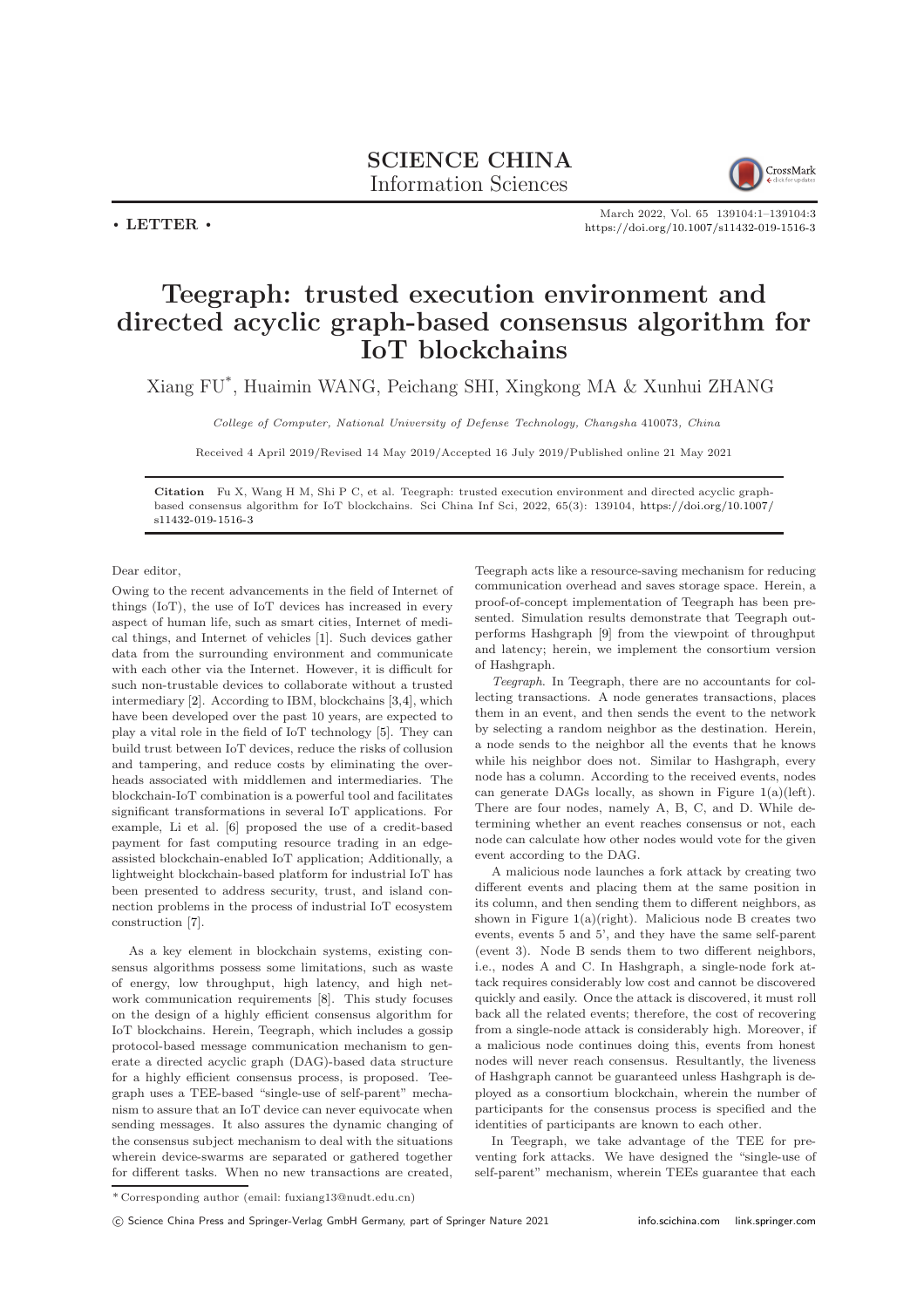SCIENCE CHINA
Information Sciences

• LETTER •

March 2022, Vol. 65 139104:1–139104:3
https://doi.org/10.1007/s11432-019-1516-3

# Teegraph: trusted execution environment and directed acyclic graph-based consensus algorithm for IoT blockchains

Xiang FU*, Huaimin WANG, Peichang SHI, Xingkong MA & Xunhui ZHANG

*College of Computer, National University of Defense Technology, Changsha* 410073*, China*

Received 4 April 2019/Revised 14 May 2019/Accepted 16 July 2019/Published online 21 May 2021

**Citation** Fu X, Wang H M, Shi P C, et al. Teegraph: trusted execution environment and directed acyclic graph-based consensus algorithm for IoT blockchains. Sci China Inf Sci, 2022, 65(3): 139104, https://doi.org/10.1007/s11432-019-1516-3

Dear editor,

Owing to the recent advancements in the field of Internet of things (IoT), the use of IoT devices has increased in every aspect of human life, such as smart cities, Internet of medical things, and Internet of vehicles [1]. Such devices gather data from the surrounding environment and communicate with each other via the Internet. However, it is difficult for such non-trustable devices to collaborate without a trusted intermediary [2]. According to IBM, blockchains [3,4], which have been developed over the past 10 years, are expected to play a vital role in the field of IoT technology [5]. They can build trust between IoT devices, reduce the risks of collusion and tampering, and reduce costs by eliminating the overheads associated with middlemen and intermediaries. The blockchain-IoT combination is a powerful tool and facilitates significant transformations in several IoT applications. For example, Li et al. [6] proposed the use of a credit-based payment for fast computing resource trading in an edge-assisted blockchain-enabled IoT application; Additionally, a lightweight blockchain-based platform for industrial IoT has been presented to address security, trust, and island connection problems in the process of industrial IoT ecosystem construction [7].

As a key element in blockchain systems, existing consensus algorithms possess some limitations, such as waste of energy, low throughput, high latency, and high network communication requirements [8]. This study focuses on the design of a highly efficient consensus algorithm for IoT blockchains. Herein, Teegraph, which includes a gossip protocol-based message communication mechanism to generate a directed acyclic graph (DAG)-based data structure for a highly efficient consensus process, is proposed. Teegraph uses a TEE-based "single-use of self-parent" mechanism to assure that an IoT device can never equivocate when sending messages. It also assures the dynamic changing of the consensus subject mechanism to deal with the situations wherein device-swarms are separated or gathered together for different tasks. When no new transactions are created, Teegraph acts like a resource-saving mechanism for reducing communication overhead and saves storage space. Herein, a proof-of-concept implementation of Teegraph has been presented. Simulation results demonstrate that Teegraph outperforms Hashgraph [9] from the viewpoint of throughput and latency; herein, we implement the consortium version of Hashgraph.

*Teegraph.* In Teegraph, there are no accountants for collecting transactions. A node generates transactions, places them in an event, and then sends the event to the network by selecting a random neighbor as the destination. Herein, a node sends to the neighbor all the events that he knows while his neighbor does not. Similar to Hashgraph, every node has a column. According to the received events, nodes can generate DAGs locally, as shown in Figure 1(a)(left). There are four nodes, namely A, B, C, and D. While determining whether an event reaches consensus or not, each node can calculate how other nodes would vote for the given event according to the DAG.

A malicious node launches a fork attack by creating two different events and placing them at the same position in its column, and then sending them to different neighbors, as shown in Figure 1(a)(right). Malicious node B creates two events, events 5 and 5', and they have the same self-parent (event 3). Node B sends them to two different neighbors, i.e., nodes A and C. In Hashgraph, a single-node fork attack requires considerably low cost and cannot be discovered quickly and easily. Once the attack is discovered, it must roll back all the related events; therefore, the cost of recovering from a single-node attack is considerably high. Moreover, if a malicious node continues doing this, events from honest nodes will never reach consensus. Resultantly, the liveness of Hashgraph cannot be guaranteed unless Hashgraph is deployed as a consortium blockchain, wherein the number of participants for the consensus process is specified and the identities of participants are known to each other.

In Teegraph, we take advantage of the TEE for preventing fork attacks. We have designed the "single-use of self-parent" mechanism, wherein TEEs guarantee that each

* Corresponding author (email: fuxiang13@nudt.edu.cn)

© Science China Press and Springer-Verlag GmbH Germany, part of Springer Nature 2021 info.scichina.com link.springer.com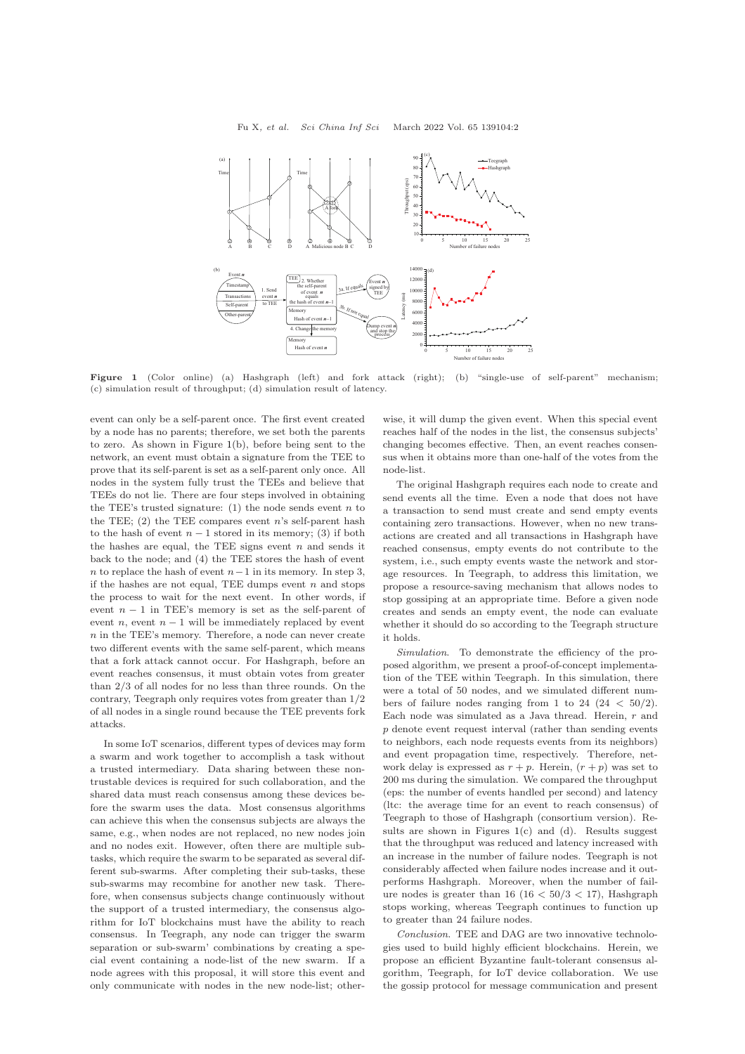**Figure 1** (Color online) (a) Hashgraph (left) and fork attack (right); (b) "single-use of self-parent" mechanism; (c) simulation result of throughput; (d) simulation result of latency.

event can only be a self-parent once. The first event created by a node has no parents; therefore, we set both the parents to zero. As shown in Figure 1(b), before being sent to the network, an event must obtain a signature from the TEE to prove that its self-parent is set as a self-parent only once. All nodes in the system fully trust the TEEs and believe that TEEs do not lie. There are four steps involved in obtaining the TEE's trusted signature: (1) the node sends event $n$ to the TEE; (2) the TEE compares event $n$'s self-parent hash to the hash of event $n-1$ stored in its memory; (3) if both the hashes are equal, the TEE signs event $n$ and sends it back to the node; and (4) the TEE stores the hash of event $n$ to replace the hash of event $n-1$ in its memory. In step 3, if the hashes are not equal, TEE dumps event $n$ and stops the process to wait for the next event. In other words, if event $n-1$ in TEE's memory is set as the self-parent of event $n$, event $n-1$ will be immediately replaced by event $n$ in the TEE's memory. Therefore, a node can never create two different events with the same self-parent, which means that a fork attack cannot occur. For Hashgraph, before an event reaches consensus, it must obtain votes from greater than 2/3 of all nodes for no less than three rounds. On the contrary, Teegraph only requires votes from greater than 1/2 of all nodes in a single round because the TEE prevents fork attacks.

In some IoT scenarios, different types of devices may form a swarm and work together to accomplish a task without a trusted intermediary. Data sharing between these non-trustable devices is required for such collaboration, and the shared data must reach consensus among these devices before the swarm uses the data. Most consensus algorithms can achieve this when the consensus subjects are always the same, e.g., when nodes are not replaced, no new nodes join and no nodes exit. However, often there are multiple subtasks, which require the swarm to be separated as several different sub-swarms. After completing their sub-tasks, these sub-swarms may recombine for another new task. Therefore, when consensus subjects change continuously without the support of a trusted intermediary, the consensus algorithm for IoT blockchains must have the ability to reach consensus. In Teegraph, any node can trigger the swarm separation or sub-swarm' combinations by creating a special event containing a node-list of the new swarm. If a node agrees with this proposal, it will store this event and only communicate with nodes in the new node-list; otherwise, it will dump the given event. When this special event reaches half of the nodes in the list, the consensus subjects' changing becomes effective. Then, an event reaches consensus when it obtains more than one-half of the votes from the node-list.

The original Hashgraph requires each node to create and send events all the time. Even a node that does not have a transaction to send must create and send empty events containing zero transactions. However, when no new transactions are created and all transactions in Hashgraph have reached consensus, empty events do not contribute to the system, i.e., such empty events waste the network and storage resources. In Teegraph, to address this limitation, we propose a resource-saving mechanism that allows nodes to stop gossiping at an appropriate time. Before a given node creates and sends an empty event, the node can evaluate whether it should do so according to the Teegraph structure it holds.

*Simulation*. To demonstrate the efficiency of the proposed algorithm, we present a proof-of-concept implementation of the TEE within Teegraph. In this simulation, there were a total of 50 nodes, and we simulated different numbers of failure nodes ranging from 1 to 24 ($24 < 50/2$). Each node was simulated as a Java thread. Herein, $r$ and $p$ denote event request interval (rather than sending events to neighbors, each node requests events from its neighbors) and event propagation time, respectively. Therefore, network delay is expressed as $r + p$. Herein, $(r + p)$ was set to 200 ms during the simulation. We compared the throughput (eps: the number of events handled per second) and latency (ltc: the average time for an event to reach consensus) of Teegraph to those of Hashgraph (consortium version). Results are shown in Figures 1(c) and (d). Results suggest that the throughput was reduced and latency increased with an increase in the number of failure nodes. Teegraph is not considerably affected when failure nodes increase and it outperforms Hashgraph. Moreover, when the number of failure nodes is greater than 16 ($16 < 50/3 < 17$), Hashgraph stops working, whereas Teegraph continues to function up to greater than 24 failure nodes.

*Conclusion*. TEE and DAG are two innovative technologies used to build highly efficient blockchains. Herein, we propose an efficient Byzantine fault-tolerant consensus algorithm, Teegraph, for IoT device collaboration. We use the gossip protocol for message communication and present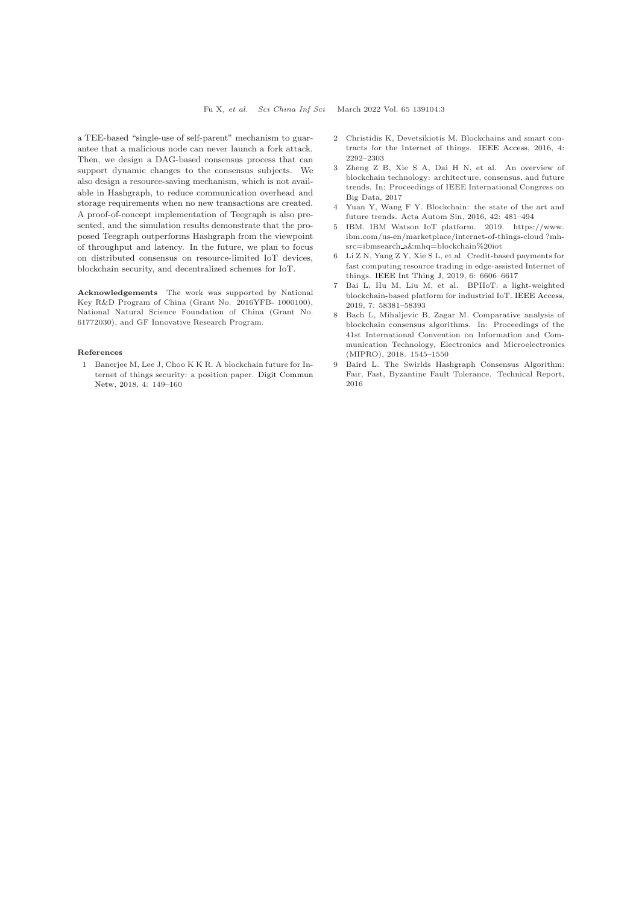a TEE-based “single-use of self-parent” mechanism to guarantee that a malicious node can never launch a fork attack. Then, we design a DAG-based consensus process that can support dynamic changes to the consensus subjects. We also design a resource-saving mechanism, which is not available in Hashgraph, to reduce communication overhead and storage requirements when no new transactions are created. A proof-of-concept implementation of Teegraph is also presented, and the simulation results demonstrate that the proposed Teegraph outperforms Hashgraph from the viewpoint of throughput and latency. In the future, we plan to focus on distributed consensus on resource-limited IoT devices, blockchain security, and decentralized schemes for IoT.

**Acknowledgements** The work was supported by National Key R&D Program of China (Grant No. 2016YFB- 1000100), National Natural Science Foundation of China (Grant No. 61772030), and GF Innovative Research Program.

**References**

1 Banerjee M, Lee J, Choo K K R. A blockchain future for Internet of things security: a position paper. Digit Commun Netw, 2018, 4: 149–160

2 Christidis K, Devetsikiotis M. Blockchains and smart contracts for the Internet of things. IEEE Access, 2016, 4: 2292–2303

3 Zheng Z B, Xie S A, Dai H N, et al. An overview of blockchain technology: architecture, consensus, and future trends. In: Proceedings of IEEE International Congress on Big Data, 2017

4 Yuan Y, Wang F Y. Blockchain: the state of the art and future trends. Acta Autom Sin, 2016, 42: 481–494

5 IBM. IBM Watson IoT platform. 2019. https://www.ibm.com/us-en/marketplace/internet-of-things-cloud ?mhsrc=ibmsearch_a&mhq=blockchain%20iot

6 Li Z N, Yang Z Y, Xie S L, et al. Credit-based payments for fast computing resource trading in edge-assisted Internet of things. IEEE Int Thing J, 2019, 6: 6606–6617

7 Bai L, Hu M, Liu M, et al. BPIIoT: a light-weighted blockchain-based platform for industrial IoT. IEEE Access, 2019, 7: 58381–58393

8 Bach L, Mihaljevic B, Zagar M. Comparative analysis of blockchain consensus algorithms. In: Proceedings of the 41st International Convention on Information and Communication Technology, Electronics and Microelectronics (MIPRO), 2018. 1545–1550

9 Baird L. The Swirlds Hashgraph Consensus Algorithm: Fair, Fast, Byzantine Fault Tolerance. Technical Report, 2016